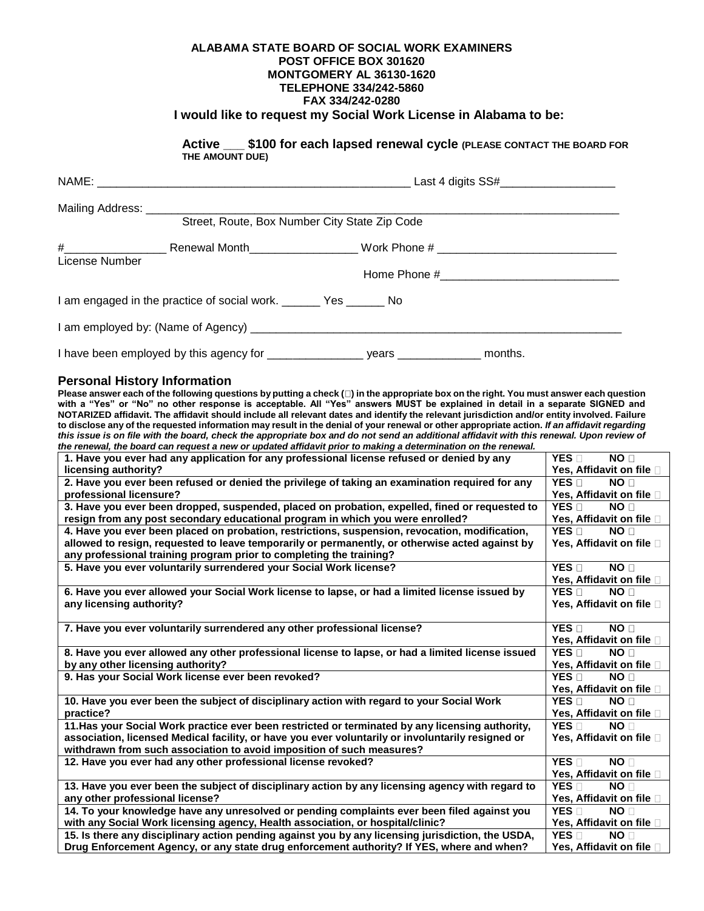**ALABAMA STATE BOARD OF SOCIAL WORK EXAMINERS**
**POST OFFICE BOX 301620**
**MONTGOMERY AL 36130-1620**
**TELEPHONE 334/242-5860**
**FAX 334/242-0280**

**I would like to request my Social Work License in Alabama to be:**

**Active \_\_\_ $100 for each lapsed renewal cycle** **(PLEASE CONTACT THE BOARD FOR THE AMOUNT DUE)**

NAME: \_\_\_\_\_\_\_\_\_\_\_\_\_\_\_\_\_\_\_\_\_\_\_\_\_\_\_\_\_\_\_\_\_\_\_\_\_\_\_\_\_\_\_\_\_\_\_\_ Last 4 digits SS#\_\_\_\_\_\_\_\_\_\_\_\_\_\_\_\_\_\_

Mailing Address: \_\_\_\_\_\_\_\_\_\_\_\_\_\_\_\_\_\_\_\_\_\_\_\_\_\_\_\_\_\_\_\_\_\_\_\_\_\_\_\_\_\_\_\_\_\_\_\_\_\_\_\_\_\_\_\_\_\_\_\_\_\_\_\_\_\_\_\_\_\_\_\_
Street, Route, Box Number City State Zip Code

#\_\_\_\_\_\_\_\_\_\_\_\_\_\_\_\_ Renewal Month\_\_\_\_\_\_\_\_\_\_\_\_\_\_\_\_\_ Work Phone # \_\_\_\_\_\_\_\_\_\_\_\_\_\_\_\_\_\_\_\_\_\_\_\_\_\_\_\_
License Number

Home Phone #\_\_\_\_\_\_\_\_\_\_\_\_\_\_\_\_\_\_\_\_\_\_\_\_\_\_\_\_

I am engaged in the practice of social work. \_\_\_\_\_\_ Yes \_\_\_\_\_\_ No

I am employed by: (Name of Agency) \_\_\_\_\_\_\_\_\_\_\_\_\_\_\_\_\_\_\_\_\_\_\_\_\_\_\_\_\_\_\_\_\_\_\_\_\_\_\_\_\_\_\_\_\_\_\_\_\_\_\_\_\_\_\_\_\_\_\_\_

I have been employed by this agency for \_\_\_\_\_\_\_\_\_\_\_\_\_\_\_ years \_\_\_\_\_\_\_\_\_\_\_\_\_ months.

## Personal History Information

**Please answer each of the following questions by putting a check (□) in the appropriate box on the right. You must answer each question with a "Yes" or "No" no other response is acceptable. All "Yes" answers MUST be explained in detail in a separate SIGNED and NOTARIZED affidavit. The affidavit should include all relevant dates and identify the relevant jurisdiction and/or entity involved. Failure to disclose any of the requested information may result in the denial of your renewal or other appropriate action.** ***If an affidavit regarding this issue is on file with the board, check the appropriate box and do not send an additional affidavit with this renewal. Upon review of the renewal, the board can request a new or updated affidavit prior to making a determination on the renewal.***

| Question | Response |
|---|---|
| **1. Have you ever had any application for any professional license refused or denied by any licensing authority?** | **YES □ NO □ Yes, Affidavit on file □** |
| **2. Have you ever been refused or denied the privilege of taking an examination required for any professional licensure?** | **YES □ NO □ Yes, Affidavit on file □** |
| **3. Have you ever been dropped, suspended, placed on probation, expelled, fined or requested to resign from any post secondary educational program in which you were enrolled?** | **YES □ NO □ Yes, Affidavit on file □** |
| **4. Have you ever been placed on probation, restrictions, suspension, revocation, modification, allowed to resign, requested to leave temporarily or permanently, or otherwise acted against by any professional training program prior to completing the training?** | **YES □ NO □ Yes, Affidavit on file □** |
| **5. Have you ever voluntarily surrendered your Social Work license?** | **YES □ NO □ Yes, Affidavit on file □** |
| **6. Have you ever allowed your Social Work license to lapse, or had a limited license issued by any licensing authority?** | **YES □ NO □ Yes, Affidavit on file □** |
| **7. Have you ever voluntarily surrendered any other professional license?** | **YES □ NO □ Yes, Affidavit on file □** |
| **8. Have you ever allowed any other professional license to lapse, or had a limited license issued by any other licensing authority?** | **YES □ NO □ Yes, Affidavit on file □** |
| **9. Has your Social Work license ever been revoked?** | **YES □ NO □ Yes, Affidavit on file □** |
| **10. Have you ever been the subject of disciplinary action with regard to your Social Work practice?** | **YES □ NO □ Yes, Affidavit on file □** |
| **11.Has your Social Work practice ever been restricted or terminated by any licensing authority, association, licensed Medical facility, or have you ever voluntarily or involuntarily resigned or withdrawn from such association to avoid imposition of such measures?** | **YES □ NO □ Yes, Affidavit on file □** |
| **12. Have you ever had any other professional license revoked?** | **YES □ NO □ Yes, Affidavit on file □** |
| **13. Have you ever been the subject of disciplinary action by any licensing agency with regard to any other professional license?** | **YES □ NO □ Yes, Affidavit on file □** |
| **14. To your knowledge have any unresolved or pending complaints ever been filed against you with any Social Work licensing agency, Health association, or hospital/clinic?** | **YES □ NO □ Yes, Affidavit on file □** |
| **15. Is there any disciplinary action pending against you by any licensing jurisdiction, the USDA, Drug Enforcement Agency, or any state drug enforcement authority? If YES, where and when?** | **YES □ NO □ Yes, Affidavit on file □** |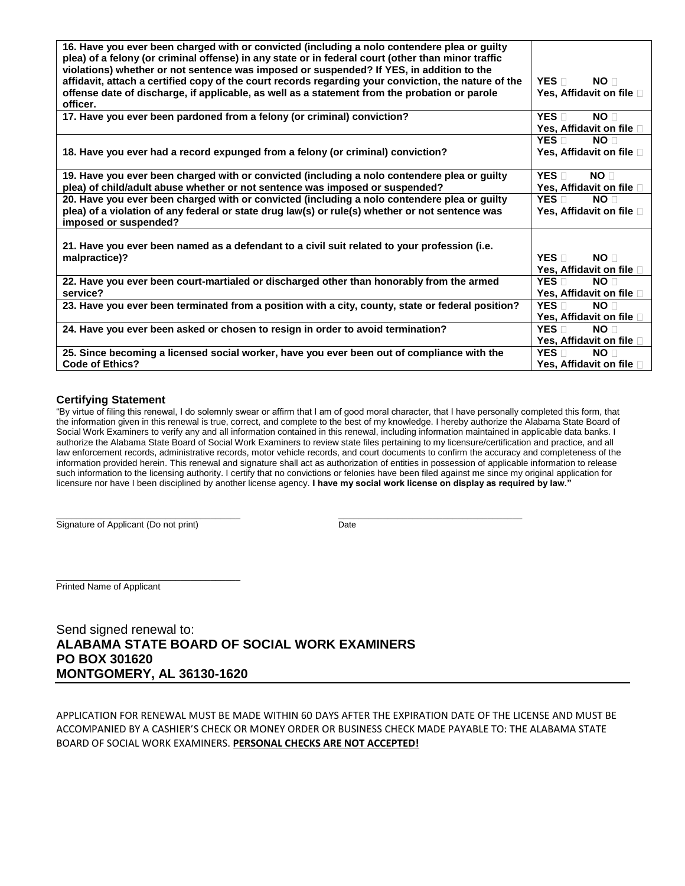| | |
|---|---|
| **16. Have you ever been charged with or convicted (including a nolo contendere plea or guilty plea) of a felony (or criminal offense) in any state or in federal court (other than minor traffic violations) whether or not sentence was imposed or suspended? If YES, in addition to the affidavit, attach a certified copy of the court records regarding your conviction, the nature of the offense date of discharge, if applicable, as well as a statement from the probation or parole officer.** | **YES ☐ NO ☐ Yes, Affidavit on file ☐** |
| **17. Have you ever been pardoned from a felony (or criminal) conviction?** | **YES ☐ NO ☐ Yes, Affidavit on file ☐** |
| **18. Have you ever had a record expunged from a felony (or criminal) conviction?** | **YES ☐ NO ☐ Yes, Affidavit on file ☐** |
| **19. Have you ever been charged with or convicted (including a nolo contendere plea or guilty plea) of child/adult abuse whether or not sentence was imposed or suspended?** | **YES ☐ NO ☐ Yes, Affidavit on file ☐** |
| **20. Have you ever been charged with or convicted (including a nolo contendere plea or guilty plea) of a violation of any federal or state drug law(s) or rule(s) whether or not sentence was imposed or suspended?** | **YES ☐ NO ☐ Yes, Affidavit on file ☐** |
| **21. Have you ever been named as a defendant to a civil suit related to your profession (i.e. malpractice)?** | **YES ☐ NO ☐ Yes, Affidavit on file ☐** |
| **22. Have you ever been court-martialed or discharged other than honorably from the armed service?** | **YES ☐ NO ☐ Yes, Affidavit on file ☐** |
| **23. Have you ever been terminated from a position with a city, county, state or federal position?** | **YES ☐ NO ☐ Yes, Affidavit on file ☐** |
| **24. Have you ever been asked or chosen to resign in order to avoid termination?** | **YES ☐ NO ☐ Yes, Affidavit on file ☐** |
| **25. Since becoming a licensed social worker, have you ever been out of compliance with the Code of Ethics?** | **YES ☐ NO ☐ Yes, Affidavit on file ☐** |

### Certifying Statement

"By virtue of filing this renewal, I do solemnly swear or affirm that I am of good moral character, that I have personally completed this form, that the information given in this renewal is true, correct, and complete to the best of my knowledge. I hereby authorize the Alabama State Board of Social Work Examiners to verify any and all information contained in this renewal, including information maintained in applicable data banks. I authorize the Alabama State Board of Social Work Examiners to review state files pertaining to my licensure/certification and practice, and all law enforcement records, administrative records, motor vehicle records, and court documents to confirm the accuracy and completeness of the information provided herein. This renewal and signature shall act as authorization of entities in possession of applicable information to release such information to the licensing authority. I certify that no convictions or felonies have been filed against me since my original application for licensure nor have I been disciplined by another license agency. **I have my social work license on display as required by law."**

\_\_\_\_\_\_\_\_\_\_\_\_\_\_\_\_\_\_\_\_\_\_\_\_\_\_\_\_\_\_\_\_\_\_ \_\_\_\_\_\_\_\_\_\_\_\_\_\_\_\_\_\_\_\_\_\_\_\_\_\_\_\_\_\_\_\_\_\_

Signature of Applicant (Do not print) Date

\_\_\_\_\_\_\_\_\_\_\_\_\_\_\_\_\_\_\_\_\_\_\_\_\_\_\_\_\_\_\_\_\_\_

Printed Name of Applicant

Send signed renewal to:

**ALABAMA STATE BOARD OF SOCIAL WORK EXAMINERS**
**PO BOX 301620**
**MONTGOMERY, AL 36130-1620**

APPLICATION FOR RENEWAL MUST BE MADE WITHIN 60 DAYS AFTER THE EXPIRATION DATE OF THE LICENSE AND MUST BE ACCOMPANIED BY A CASHIER'S CHECK OR MONEY ORDER OR BUSINESS CHECK MADE PAYABLE TO: THE ALABAMA STATE BOARD OF SOCIAL WORK EXAMINERS. **PERSONAL CHECKS ARE NOT ACCEPTED!**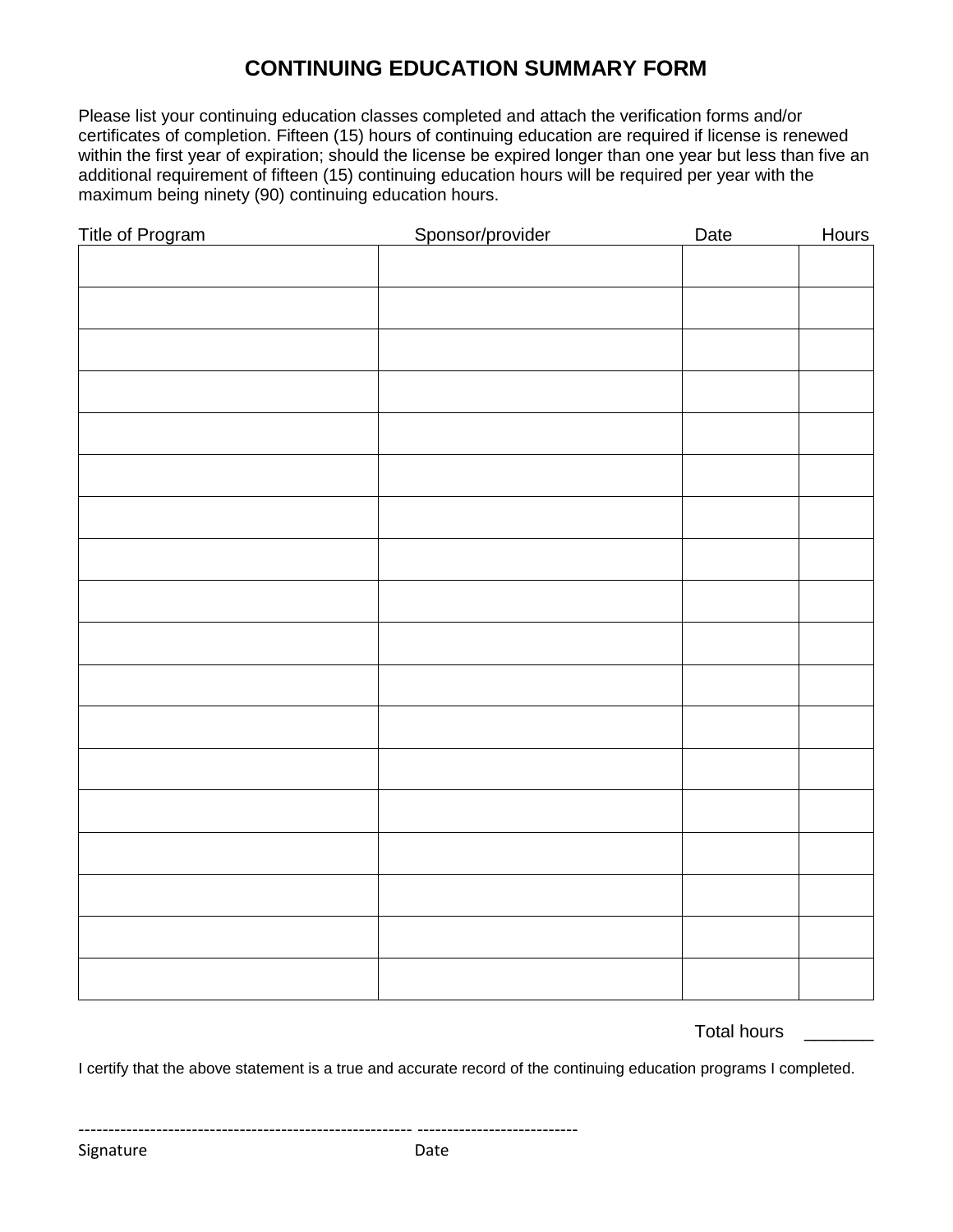# CONTINUING EDUCATION SUMMARY FORM

Please list your continuing education classes completed and attach the verification forms and/or certificates of completion. Fifteen (15) hours of continuing education are required if license is renewed within the first year of expiration; should the license be expired longer than one year but less than five an additional requirement of fifteen (15) continuing education hours will be required per year with the maximum being ninety (90) continuing education hours.

| Title of Program | Sponsor/provider | Date | Hours |
|---|---|---|---|
| | | | |
| | | | |
| | | | |
| | | | |
| | | | |
| | | | |
| | | | |
| | | | |
| | | | |
| | | | |
| | | | |
| | | | |
| | | | |
| | | | |
| | | | |
| | | | |
| | | | |
| | | | |

Total hours _______

I certify that the above statement is a true and accurate record of the continuing education programs I completed.

-------------------------------------------------------- ---------------------------

Signature Date